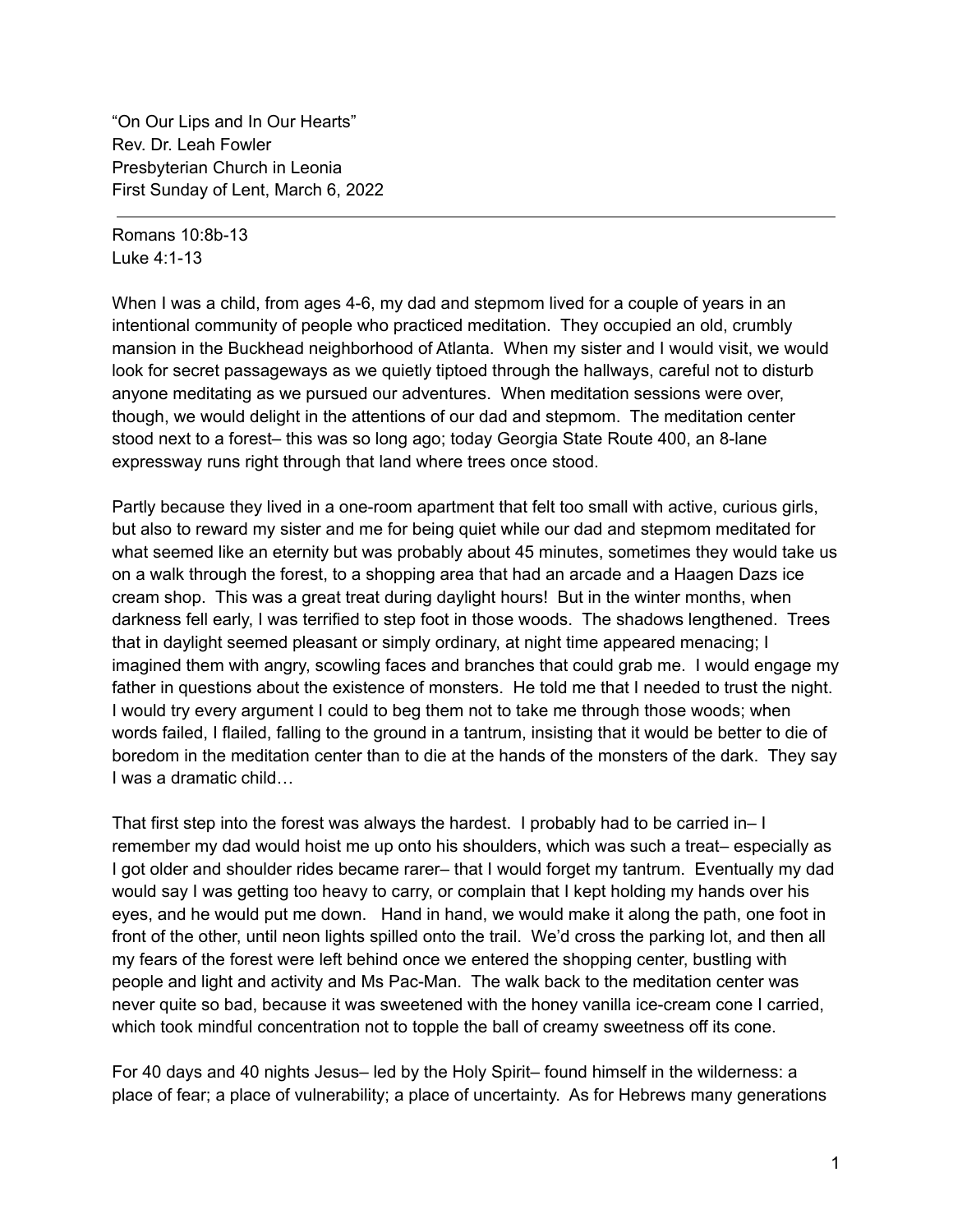"On Our Lips and In Our Hearts"
Rev. Dr. Leah Fowler
Presbyterian Church in Leonia
First Sunday of Lent, March 6, 2022

---

Romans 10:8b-13
Luke 4:1-13

When I was a child, from ages 4-6, my dad and stepmom lived for a couple of years in an intentional community of people who practiced meditation. They occupied an old, crumbly mansion in the Buckhead neighborhood of Atlanta. When my sister and I would visit, we would look for secret passageways as we quietly tiptoed through the hallways, careful not to disturb anyone meditating as we pursued our adventures. When meditation sessions were over, though, we would delight in the attentions of our dad and stepmom. The meditation center stood next to a forest– this was so long ago; today Georgia State Route 400, an 8-lane expressway runs right through that land where trees once stood.

Partly because they lived in a one-room apartment that felt too small with active, curious girls, but also to reward my sister and me for being quiet while our dad and stepmom meditated for what seemed like an eternity but was probably about 45 minutes, sometimes they would take us on a walk through the forest, to a shopping area that had an arcade and a Haagen Dazs ice cream shop. This was a great treat during daylight hours! But in the winter months, when darkness fell early, I was terrified to step foot in those woods. The shadows lengthened. Trees that in daylight seemed pleasant or simply ordinary, at night time appeared menacing; I imagined them with angry, scowling faces and branches that could grab me. I would engage my father in questions about the existence of monsters. He told me that I needed to trust the night. I would try every argument I could to beg them not to take me through those woods; when words failed, I flailed, falling to the ground in a tantrum, insisting that it would be better to die of boredom in the meditation center than to die at the hands of the monsters of the dark. They say I was a dramatic child…

That first step into the forest was always the hardest. I probably had to be carried in– I remember my dad would hoist me up onto his shoulders, which was such a treat– especially as I got older and shoulder rides became rarer– that I would forget my tantrum. Eventually my dad would say I was getting too heavy to carry, or complain that I kept holding my hands over his eyes, and he would put me down. Hand in hand, we would make it along the path, one foot in front of the other, until neon lights spilled onto the trail. We'd cross the parking lot, and then all my fears of the forest were left behind once we entered the shopping center, bustling with people and light and activity and Ms Pac-Man. The walk back to the meditation center was never quite so bad, because it was sweetened with the honey vanilla ice-cream cone I carried, which took mindful concentration not to topple the ball of creamy sweetness off its cone.

For 40 days and 40 nights Jesus– led by the Holy Spirit– found himself in the wilderness: a place of fear; a place of vulnerability; a place of uncertainty. As for Hebrews many generations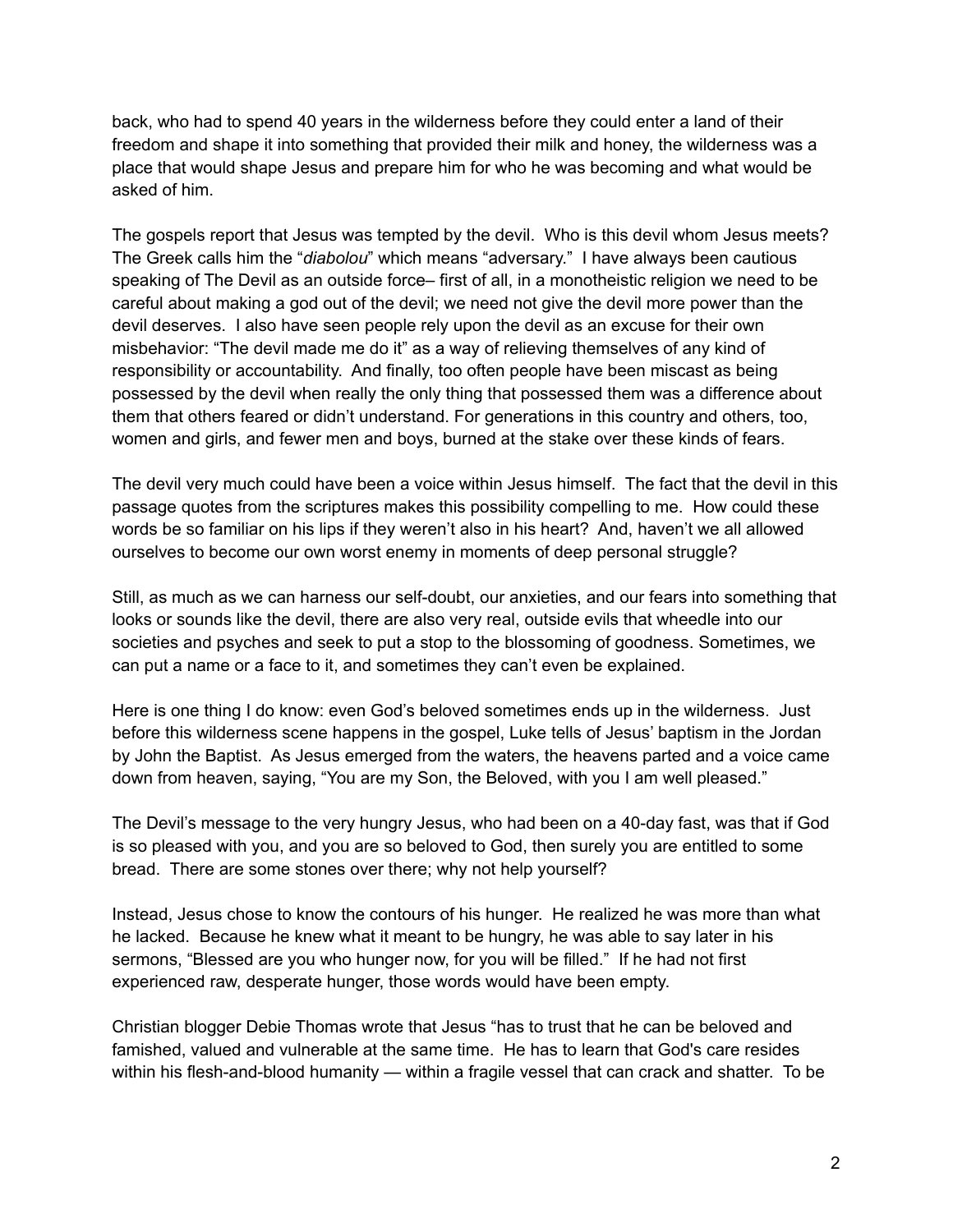back, who had to spend 40 years in the wilderness before they could enter a land of their freedom and shape it into something that provided their milk and honey, the wilderness was a place that would shape Jesus and prepare him for who he was becoming and what would be asked of him.

The gospels report that Jesus was tempted by the devil. Who is this devil whom Jesus meets? The Greek calls him the "*diabolou*" which means "adversary." I have always been cautious speaking of The Devil as an outside force– first of all, in a monotheistic religion we need to be careful about making a god out of the devil; we need not give the devil more power than the devil deserves. I also have seen people rely upon the devil as an excuse for their own misbehavior: "The devil made me do it" as a way of relieving themselves of any kind of responsibility or accountability. And finally, too often people have been miscast as being possessed by the devil when really the only thing that possessed them was a difference about them that others feared or didn't understand. For generations in this country and others, too, women and girls, and fewer men and boys, burned at the stake over these kinds of fears.

The devil very much could have been a voice within Jesus himself. The fact that the devil in this passage quotes from the scriptures makes this possibility compelling to me. How could these words be so familiar on his lips if they weren't also in his heart? And, haven't we all allowed ourselves to become our own worst enemy in moments of deep personal struggle?

Still, as much as we can harness our self-doubt, our anxieties, and our fears into something that looks or sounds like the devil, there are also very real, outside evils that wheedle into our societies and psyches and seek to put a stop to the blossoming of goodness. Sometimes, we can put a name or a face to it, and sometimes they can't even be explained.

Here is one thing I do know: even God's beloved sometimes ends up in the wilderness. Just before this wilderness scene happens in the gospel, Luke tells of Jesus' baptism in the Jordan by John the Baptist. As Jesus emerged from the waters, the heavens parted and a voice came down from heaven, saying, "You are my Son, the Beloved, with you I am well pleased."

The Devil's message to the very hungry Jesus, who had been on a 40-day fast, was that if God is so pleased with you, and you are so beloved to God, then surely you are entitled to some bread. There are some stones over there; why not help yourself?

Instead, Jesus chose to know the contours of his hunger. He realized he was more than what he lacked. Because he knew what it meant to be hungry, he was able to say later in his sermons, "Blessed are you who hunger now, for you will be filled." If he had not first experienced raw, desperate hunger, those words would have been empty.

Christian blogger Debie Thomas wrote that Jesus "has to trust that he can be beloved and famished, valued and vulnerable at the same time. He has to learn that God's care resides within his flesh-and-blood humanity — within a fragile vessel that can crack and shatter. To be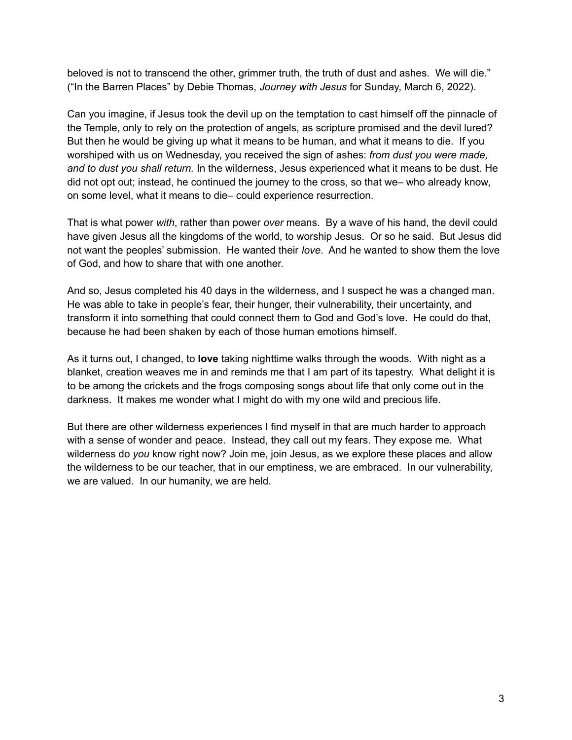beloved is not to transcend the other, grimmer truth, the truth of dust and ashes. We will die." ("In the Barren Places" by Debie Thomas, *Journey with Jesus* for Sunday, March 6, 2022).

Can you imagine, if Jesus took the devil up on the temptation to cast himself off the pinnacle of the Temple, only to rely on the protection of angels, as scripture promised and the devil lured? But then he would be giving up what it means to be human, and what it means to die. If you worshiped with us on Wednesday, you received the sign of ashes: *from dust you were made, and to dust you shall return.* In the wilderness, Jesus experienced what it means to be dust. He did not opt out; instead, he continued the journey to the cross, so that we– who already know, on some level, what it means to die– could experience resurrection.

That is what power *with*, rather than power *over* means. By a wave of his hand, the devil could have given Jesus all the kingdoms of the world, to worship Jesus. Or so he said. But Jesus did not want the peoples' submission. He wanted their *love*. And he wanted to show them the love of God, and how to share that with one another.

And so, Jesus completed his 40 days in the wilderness, and I suspect he was a changed man. He was able to take in people's fear, their hunger, their vulnerability, their uncertainty, and transform it into something that could connect them to God and God's love. He could do that, because he had been shaken by each of those human emotions himself.

As it turns out, I changed, to **love** taking nighttime walks through the woods. With night as a blanket, creation weaves me in and reminds me that I am part of its tapestry. What delight it is to be among the crickets and the frogs composing songs about life that only come out in the darkness. It makes me wonder what I might do with my one wild and precious life.

But there are other wilderness experiences I find myself in that are much harder to approach with a sense of wonder and peace. Instead, they call out my fears. They expose me. What wilderness do *you* know right now? Join me, join Jesus, as we explore these places and allow the wilderness to be our teacher, that in our emptiness, we are embraced. In our vulnerability, we are valued. In our humanity, we are held.